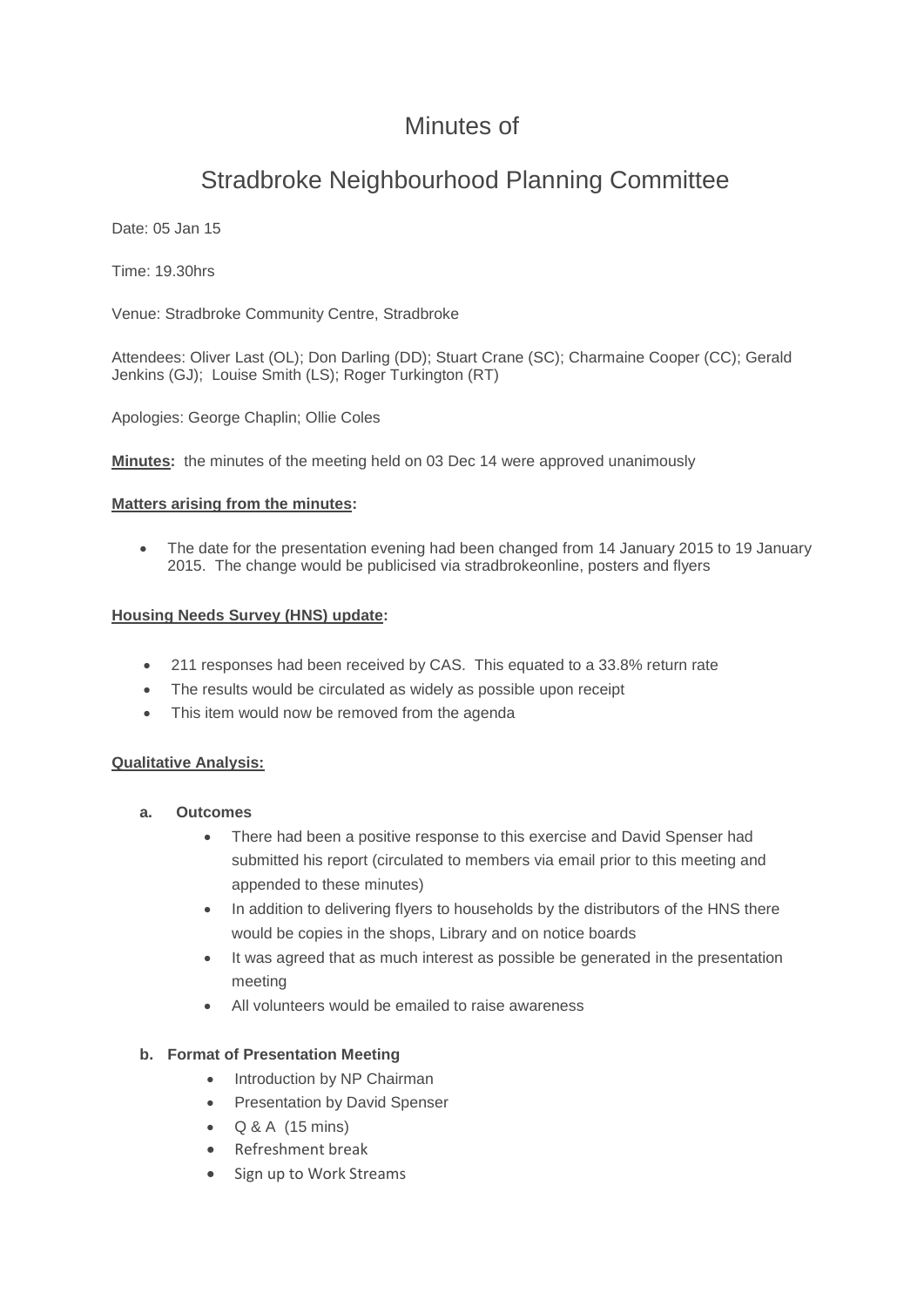# Minutes of

# Stradbroke Neighbourhood Planning Committee

Date: 05 Jan 15

Time: 19.30hrs

Venue: Stradbroke Community Centre, Stradbroke

Attendees: Oliver Last (OL); Don Darling (DD); Stuart Crane (SC); Charmaine Cooper (CC); Gerald Jenkins (GJ); Louise Smith (LS); Roger Turkington (RT)

Apologies: George Chaplin; Ollie Coles

**Minutes:** the minutes of the meeting held on 03 Dec 14 were approved unanimously

**Matters arising from the minutes:**

- The date for the presentation evening had been changed from 14 January 2015 to 19 January 2015. The change would be publicised via stradbrokeonline, posters and flyers

**Housing Needs Survey (HNS) update:**

- 211 responses had been received by CAS. This equated to a 33.8% return rate
- The results would be circulated as widely as possible upon receipt
- This item would now be removed from the agenda

**Qualitative Analysis:**

**a. Outcomes**

- There had been a positive response to this exercise and David Spenser had submitted his report (circulated to members via email prior to this meeting and appended to these minutes)
- In addition to delivering flyers to households by the distributors of the HNS there would be copies in the shops, Library and on notice boards
- It was agreed that as much interest as possible be generated in the presentation meeting
- All volunteers would be emailed to raise awareness

**b. Format of Presentation Meeting**

- Introduction by NP Chairman
- Presentation by David Spenser
- Q & A (15 mins)
- Refreshment break
- Sign up to Work Streams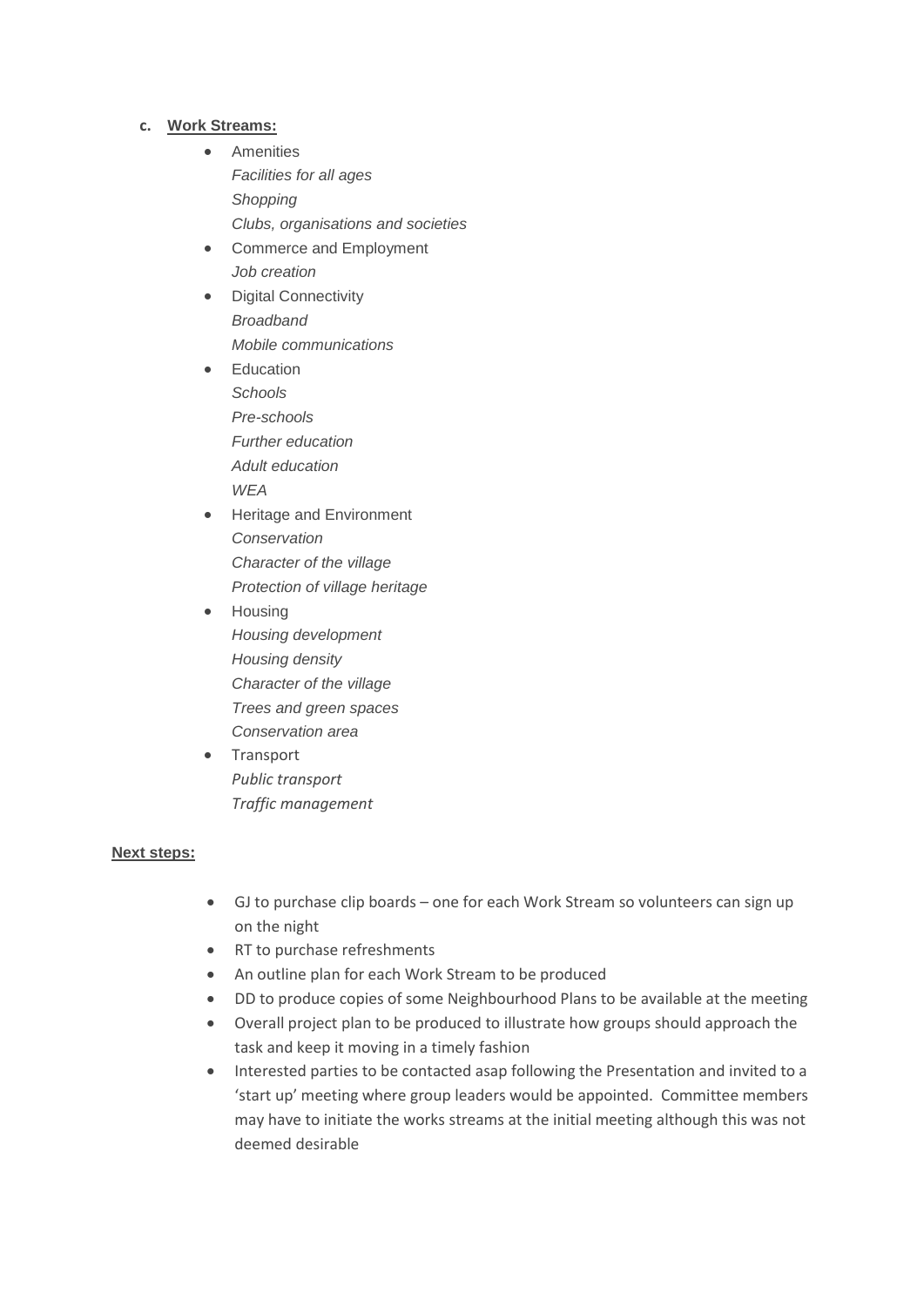c. **Work Streams:**

- Amenities
  *Facilities for all ages*
  *Shopping*
  *Clubs, organisations and societies*
- Commerce and Employment
  *Job creation*
- Digital Connectivity
  *Broadband*
  *Mobile communications*
- Education
  *Schools*
  *Pre-schools*
  *Further education*
  *Adult education*
  *WEA*
- Heritage and Environment
  *Conservation*
  *Character of the village*
  *Protection of village heritage*
- Housing
  *Housing development*
  *Housing density*
  *Character of the village*
  *Trees and green spaces*
  *Conservation area*
- Transport
  *Public transport*
  *Traffic management*

**Next steps:**

- GJ to purchase clip boards – one for each Work Stream so volunteers can sign up on the night
- RT to purchase refreshments
- An outline plan for each Work Stream to be produced
- DD to produce copies of some Neighbourhood Plans to be available at the meeting
- Overall project plan to be produced to illustrate how groups should approach the task and keep it moving in a timely fashion
- Interested parties to be contacted asap following the Presentation and invited to a 'start up' meeting where group leaders would be appointed. Committee members may have to initiate the works streams at the initial meeting although this was not deemed desirable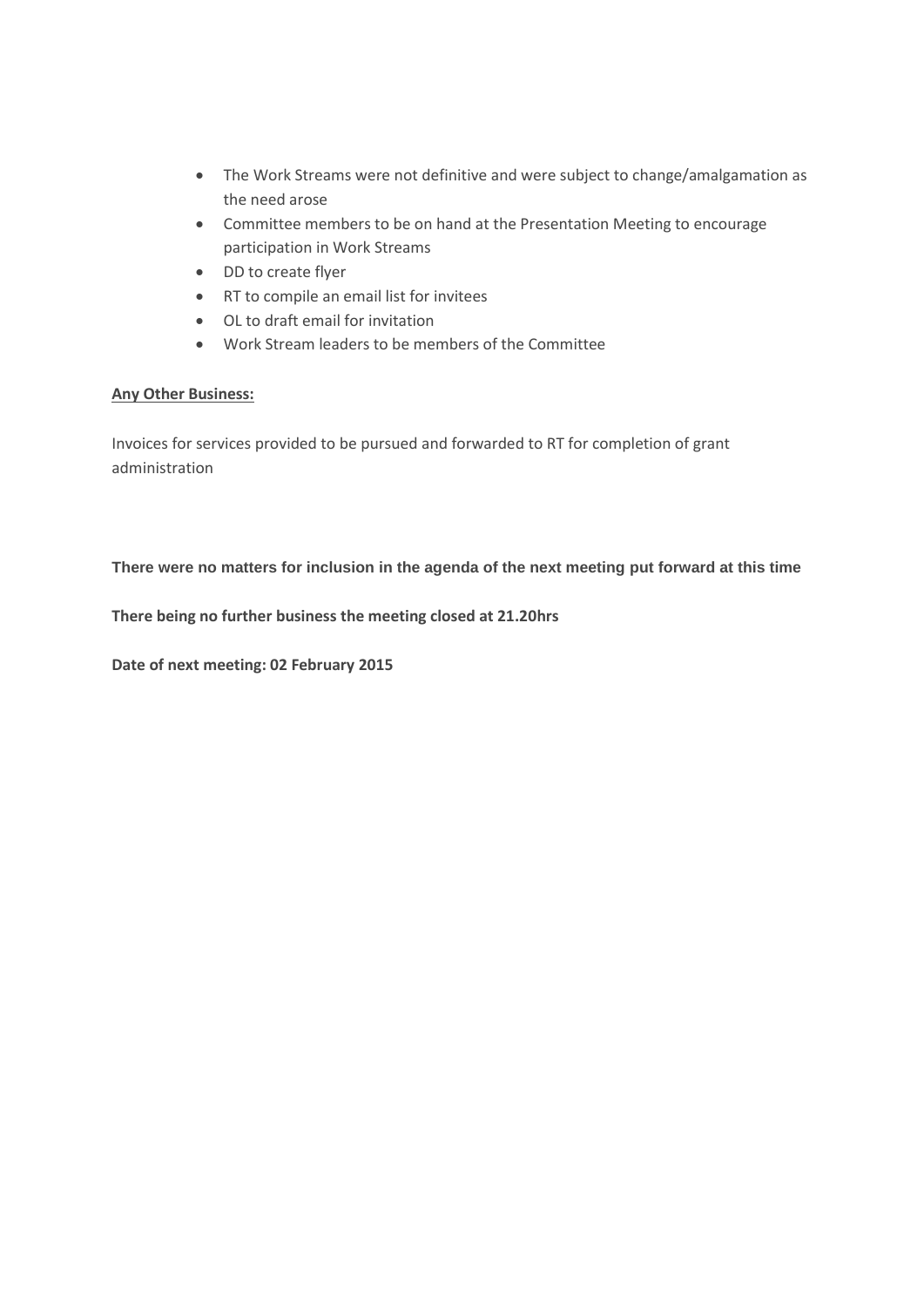- The Work Streams were not definitive and were subject to change/amalgamation as the need arose
- Committee members to be on hand at the Presentation Meeting to encourage participation in Work Streams
- DD to create flyer
- RT to compile an email list for invitees
- OL to draft email for invitation
- Work Stream leaders to be members of the Committee

**Any Other Business:**

Invoices for services provided to be pursued and forwarded to RT for completion of grant administration

**There were no matters for inclusion in the agenda of the next meeting put forward at this time**

**There being no further business the meeting closed at 21.20hrs**

**Date of next meeting: 02 February 2015**